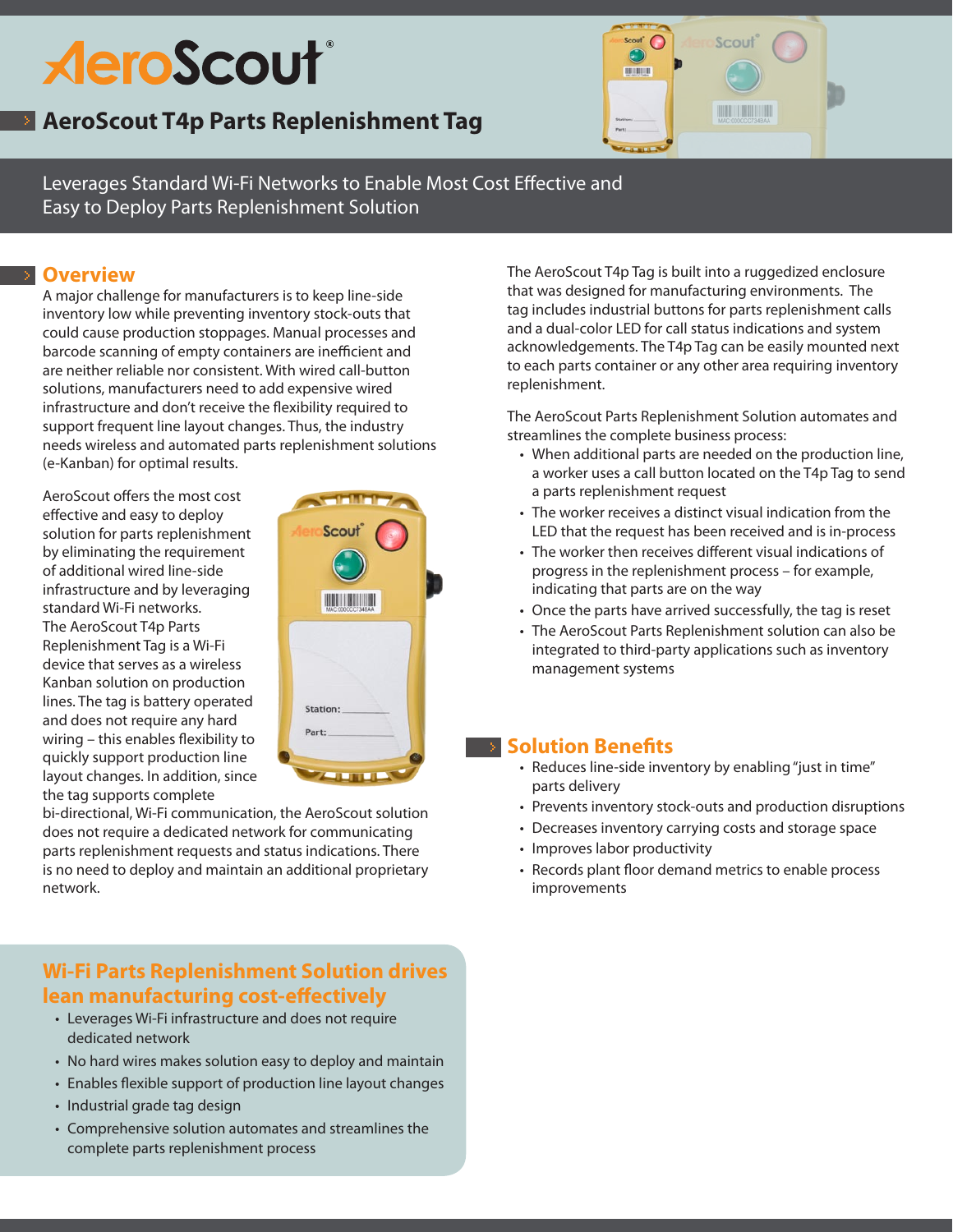# AeroScout®

## AeroScout T4p Parts Replenishment Tag

Leverages Standard Wi-Fi Networks to Enable Most Cost Effective and Easy to Deploy Parts Replenishment Solution

## Overview

A major challenge for manufacturers is to keep line-side inventory low while preventing inventory stock-outs that could cause production stoppages. Manual processes and barcode scanning of empty containers are inefficient and are neither reliable nor consistent. With wired call-button solutions, manufacturers need to add expensive wired infrastructure and don't receive the flexibility required to support frequent line layout changes. Thus, the industry needs wireless and automated parts replenishment solutions (e-Kanban) for optimal results.

AeroScout offers the most cost effective and easy to deploy solution for parts replenishment by eliminating the requirement of additional wired line-side infrastructure and by leveraging standard Wi-Fi networks. The AeroScout T4p Parts Replenishment Tag is a Wi-Fi device that serves as a wireless Kanban solution on production lines. The tag is battery operated and does not require any hard wiring – this enables flexibility to quickly support production line layout changes. In addition, since the tag supports complete bi-directional, Wi-Fi communication, the AeroScout solution does not require a dedicated network for communicating parts replenishment requests and status indications. There is no need to deploy and maintain an additional proprietary network.

The AeroScout T4p Tag is built into a ruggedized enclosure that was designed for manufacturing environments. The tag includes industrial buttons for parts replenishment calls and a dual-color LED for call status indications and system acknowledgements. The T4p Tag can be easily mounted next to each parts container or any other area requiring inventory replenishment.

The AeroScout Parts Replenishment Solution automates and streamlines the complete business process:

- When additional parts are needed on the production line, a worker uses a call button located on the T4p Tag to send a parts replenishment request
- The worker receives a distinct visual indication from the LED that the request has been received and is in-process
- The worker then receives different visual indications of progress in the replenishment process – for example, indicating that parts are on the way
- Once the parts have arrived successfully, the tag is reset
- The AeroScout Parts Replenishment solution can also be integrated to third-party applications such as inventory management systems

## Solution Benefits

- Reduces line-side inventory by enabling "just in time" parts delivery
- Prevents inventory stock-outs and production disruptions
- Decreases inventory carrying costs and storage space
- Improves labor productivity
- Records plant floor demand metrics to enable process improvements

## Wi-Fi Parts Replenishment Solution drives lean manufacturing cost-effectively

- Leverages Wi-Fi infrastructure and does not require dedicated network
- No hard wires makes solution easy to deploy and maintain
- Enables flexible support of production line layout changes
- Industrial grade tag design
- Comprehensive solution automates and streamlines the complete parts replenishment process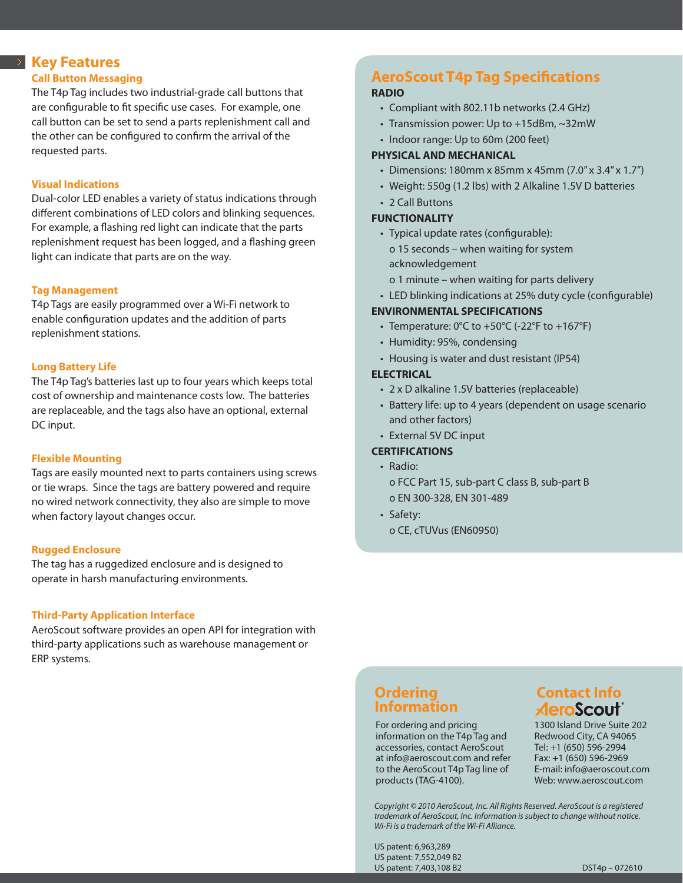## Key Features

### Call Button Messaging

The T4p Tag includes two industrial-grade call buttons that are configurable to fit specific use cases. For example, one call button can be set to send a parts replenishment call and the other can be configured to confirm the arrival of the requested parts.

### Visual Indications

Dual-color LED enables a variety of status indications through different combinations of LED colors and blinking sequences. For example, a flashing red light can indicate that the parts replenishment request has been logged, and a flashing green light can indicate that parts are on the way.

### Tag Management

T4p Tags are easily programmed over a Wi-Fi network to enable configuration updates and the addition of parts replenishment stations.

### Long Battery Life

The T4p Tag's batteries last up to four years which keeps total cost of ownership and maintenance costs low. The batteries are replaceable, and the tags also have an optional, external DC input.

### Flexible Mounting

Tags are easily mounted next to parts containers using screws or tie wraps. Since the tags are battery powered and require no wired network connectivity, they also are simple to move when factory layout changes occur.

### Rugged Enclosure

The tag has a ruggedized enclosure and is designed to operate in harsh manufacturing environments.

### Third-Party Application Interface

AeroScout software provides an open API for integration with third-party applications such as warehouse management or ERP systems.

## AeroScout T4p Tag Specifications

**RADIO**

- Compliant with 802.11b networks (2.4 GHz)
- Transmission power: Up to +15dBm, ~32mW
- Indoor range: Up to 60m (200 feet)

**PHYSICAL AND MECHANICAL**

- Dimensions: 180mm x 85mm x 45mm (7.0" x 3.4" x 1.7")
- Weight: 550g (1.2 lbs) with 2 Alkaline 1.5V D batteries
- 2 Call Buttons

**FUNCTIONALITY**

- Typical update rates (configurable):
  - o 15 seconds – when waiting for system acknowledgement
  - o 1 minute – when waiting for parts delivery
- LED blinking indications at 25% duty cycle (configurable)

**ENVIRONMENTAL SPECIFICATIONS**

- Temperature: 0°C to +50°C (-22°F to +167°F)
- Humidity: 95%, condensing
- Housing is water and dust resistant (IP54)

**ELECTRICAL**

- 2 x D alkaline 1.5V batteries (replaceable)
- Battery life: up to 4 years (dependent on usage scenario and other factors)
- External 5V DC input

**CERTIFICATIONS**

- Radio:
  - o FCC Part 15, sub-part C class B, sub-part B
  - o EN 300-328, EN 301-489
- Safety:
  - o CE, cTUVus (EN60950)

## Ordering Information

For ordering and pricing information on the T4p Tag and accessories, contact AeroScout at info@aeroscout.com and refer to the AeroScout T4p Tag line of products (TAG-4100).

## Contact Info

AeroScout

1300 Island Drive Suite 202
Redwood City, CA 94065
Tel: +1 (650) 596-2994
Fax: +1 (650) 596-2969
E-mail: info@aeroscout.com
Web: www.aeroscout.com

*Copyright © 2010 AeroScout, Inc. All Rights Reserved. AeroScout is a registered trademark of AeroScout, Inc. Information is subject to change without notice. Wi-Fi is a trademark of the Wi-Fi Alliance.*

US patent: 6,963,289
US patent: 7,552,049 B2
US patent: 7,403,108 B2

DST4p – 072610